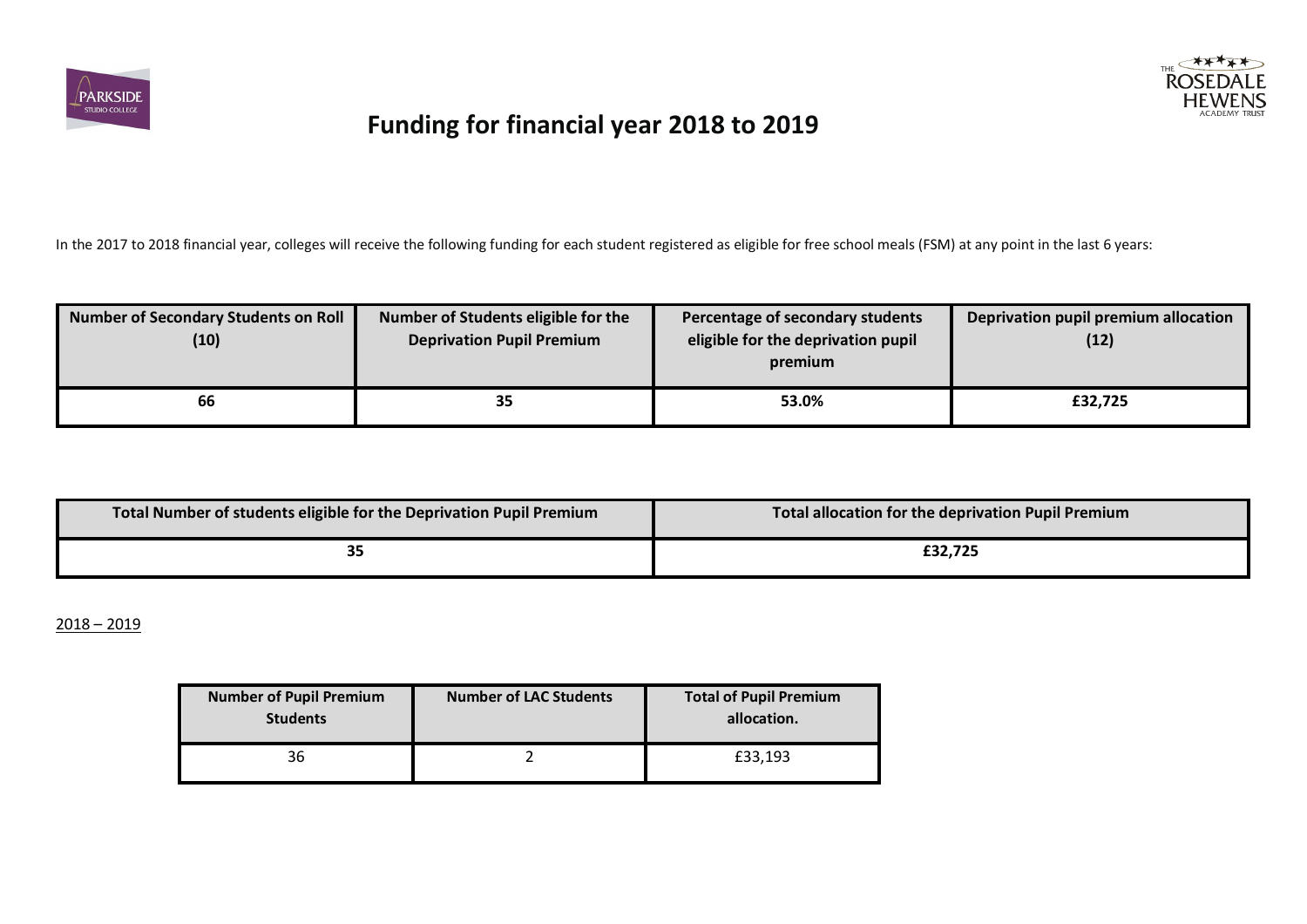# Funding for financial year 2018 to 2019

In the 2017 to 2018 financial year, colleges will receive the following funding for each student registered as eligible for free school meals (FSM) at any point in the last 6 years:

| Number of Secondary Students on Roll (10) | Number of Students eligible for the Deprivation Pupil Premium | Percentage of secondary students eligible for the deprivation pupil premium | Deprivation pupil premium allocation (12) |
|---|---|---|---|
| 66 | 35 | 53.0% | £32,725 |

| Total Number of students eligible for the Deprivation Pupil Premium | Total allocation for the deprivation Pupil Premium |
|---|---|
| 35 | £32,725 |

2018 – 2019

| Number of Pupil Premium Students | Number of LAC Students | Total of Pupil Premium allocation. |
|---|---|---|
| 36 | 2 | £33,193 |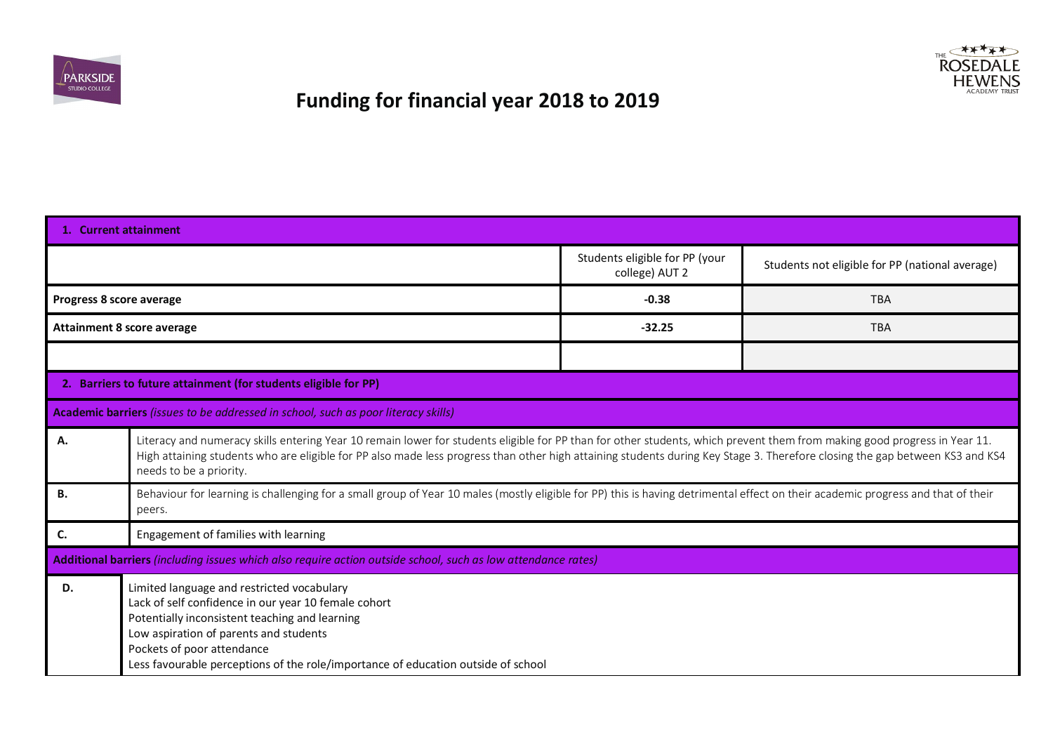# Funding for financial year 2018 to 2019

| 1. Current attainment | | |
|---|---|---|
| | Students eligible for PP (your college) AUT 2 | Students not eligible for PP (national average) |
| **Progress 8 score average** | **-0.38** | TBA |
| **Attainment 8 score average** | **-32.25** | TBA |
| | | |

| 2. Barriers to future attainment (for students eligible for PP) | |
|---|---|
| **Academic barriers** *(issues to be addressed in school, such as poor literacy skills)* | |
| **A.** | Literacy and numeracy skills entering Year 10 remain lower for students eligible for PP than for other students, which prevent them from making good progress in Year 11. High attaining students who are eligible for PP also made less progress than other high attaining students during Key Stage 3. Therefore closing the gap between KS3 and KS4 needs to be a priority. |
| **B.** | Behaviour for learning is challenging for a small group of Year 10 males (mostly eligible for PP) this is having detrimental effect on their academic progress and that of their peers. |
| **C.** | Engagement of families with learning |
| **Additional barriers** *(including issues which also require action outside school, such as low attendance rates)* | |
| **D.** | Limited language and restricted vocabulary<br>Lack of self confidence in our year 10 female cohort<br>Potentially inconsistent teaching and learning<br>Low aspiration of parents and students<br>Pockets of poor attendance<br>Less favourable perceptions of the role/importance of education outside of school |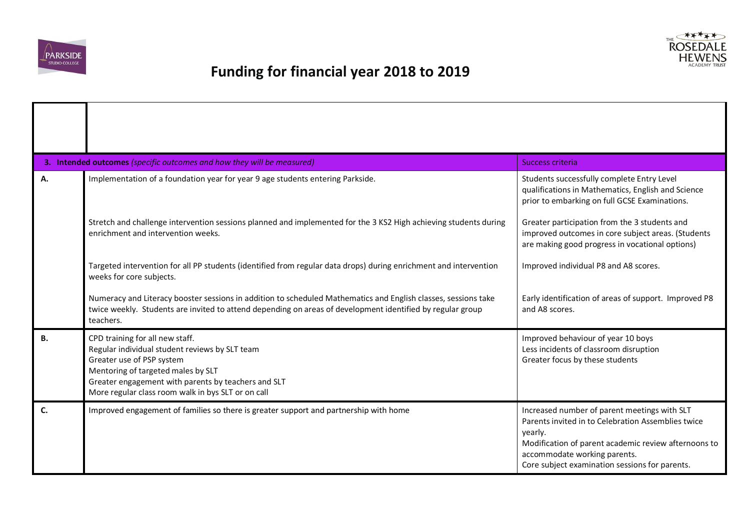# Funding for financial year 2018 to 2019

| | | |
|---|---|---|
| | | |
| **3. Intended outcomes** *(specific outcomes and how they will be measured)* | | Success criteria |
| **A.** | Implementation of a foundation year for year 9 age students entering Parkside. | Students successfully complete Entry Level qualifications in Mathematics, English and Science prior to embarking on full GCSE Examinations. |
| | Stretch and challenge intervention sessions planned and implemented for the 3 KS2 High achieving students during enrichment and intervention weeks. | Greater participation from the 3 students and improved outcomes in core subject areas. (Students are making good progress in vocational options) |
| | Targeted intervention for all PP students (identified from regular data drops) during enrichment and intervention weeks for core subjects. | Improved individual P8 and A8 scores. |
| | Numeracy and Literacy booster sessions in addition to scheduled Mathematics and English classes, sessions take twice weekly. Students are invited to attend depending on areas of development identified by regular group teachers. | Early identification of areas of support. Improved P8 and A8 scores. |
| **B.** | CPD training for all new staff.<br>Regular individual student reviews by SLT team<br>Greater use of PSP system<br>Mentoring of targeted males by SLT<br>Greater engagement with parents by teachers and SLT<br>More regular class room walk in bys SLT or on call | Improved behaviour of year 10 boys<br>Less incidents of classroom disruption<br>Greater focus by these students |
| **C.** | Improved engagement of families so there is greater support and partnership with home | Increased number of parent meetings with SLT<br>Parents invited in to Celebration Assemblies twice yearly.<br>Modification of parent academic review afternoons to accommodate working parents.<br>Core subject examination sessions for parents. |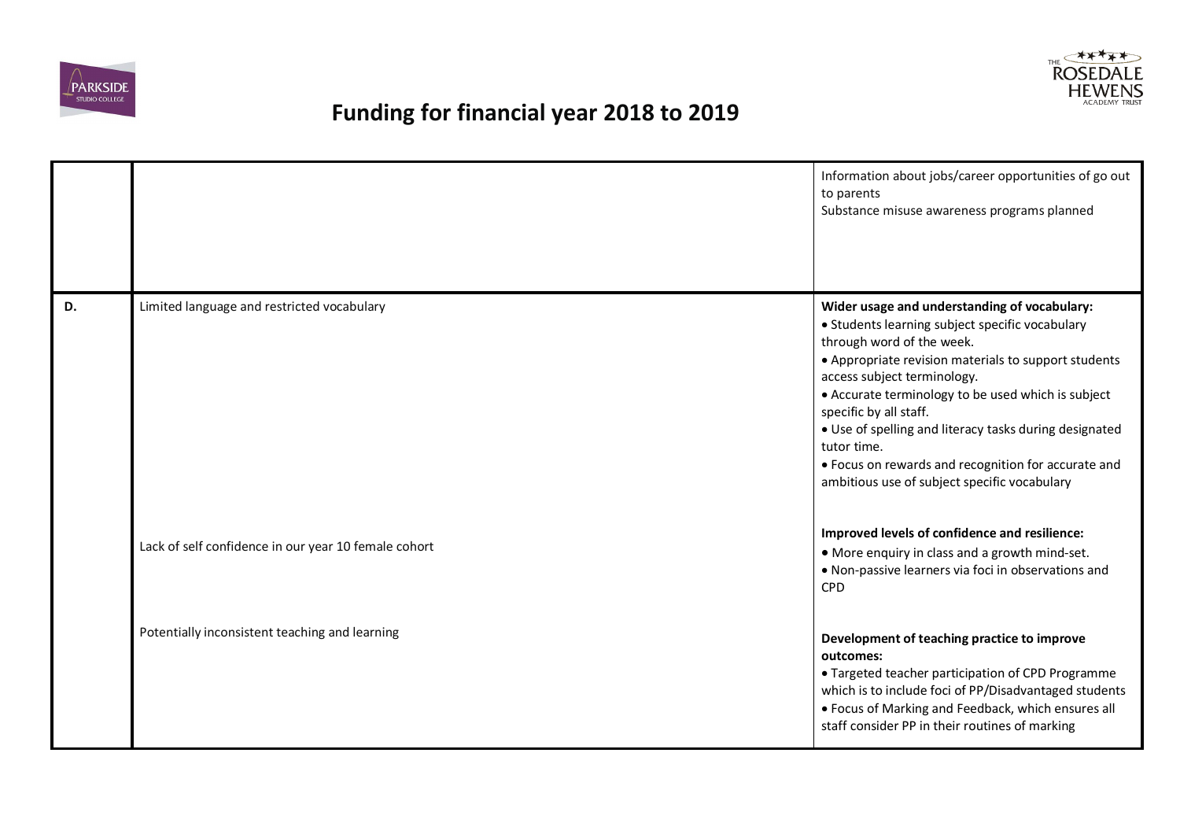# Funding for financial year 2018 to 2019

| | | |
|---|---|---|
| | | Information about jobs/career opportunities of go out to parents<br>Substance misuse awareness programs planned |
| D. | Limited language and restricted vocabulary | **Wider usage and understanding of vocabulary:**<br>• Students learning subject specific vocabulary through word of the week.<br>• Appropriate revision materials to support students access subject terminology.<br>• Accurate terminology to be used which is subject specific by all staff.<br>• Use of spelling and literacy tasks during designated tutor time.<br>• Focus on rewards and recognition for accurate and ambitious use of subject specific vocabulary |
| | Lack of self confidence in our year 10 female cohort | **Improved levels of confidence and resilience:**<br>• More enquiry in class and a growth mind-set.<br>• Non-passive learners via foci in observations and CPD |
| | Potentially inconsistent teaching and learning | **Development of teaching practice to improve outcomes:**<br>• Targeted teacher participation of CPD Programme which is to include foci of PP/Disadvantaged students<br>• Focus of Marking and Feedback, which ensures all staff consider PP in their routines of marking |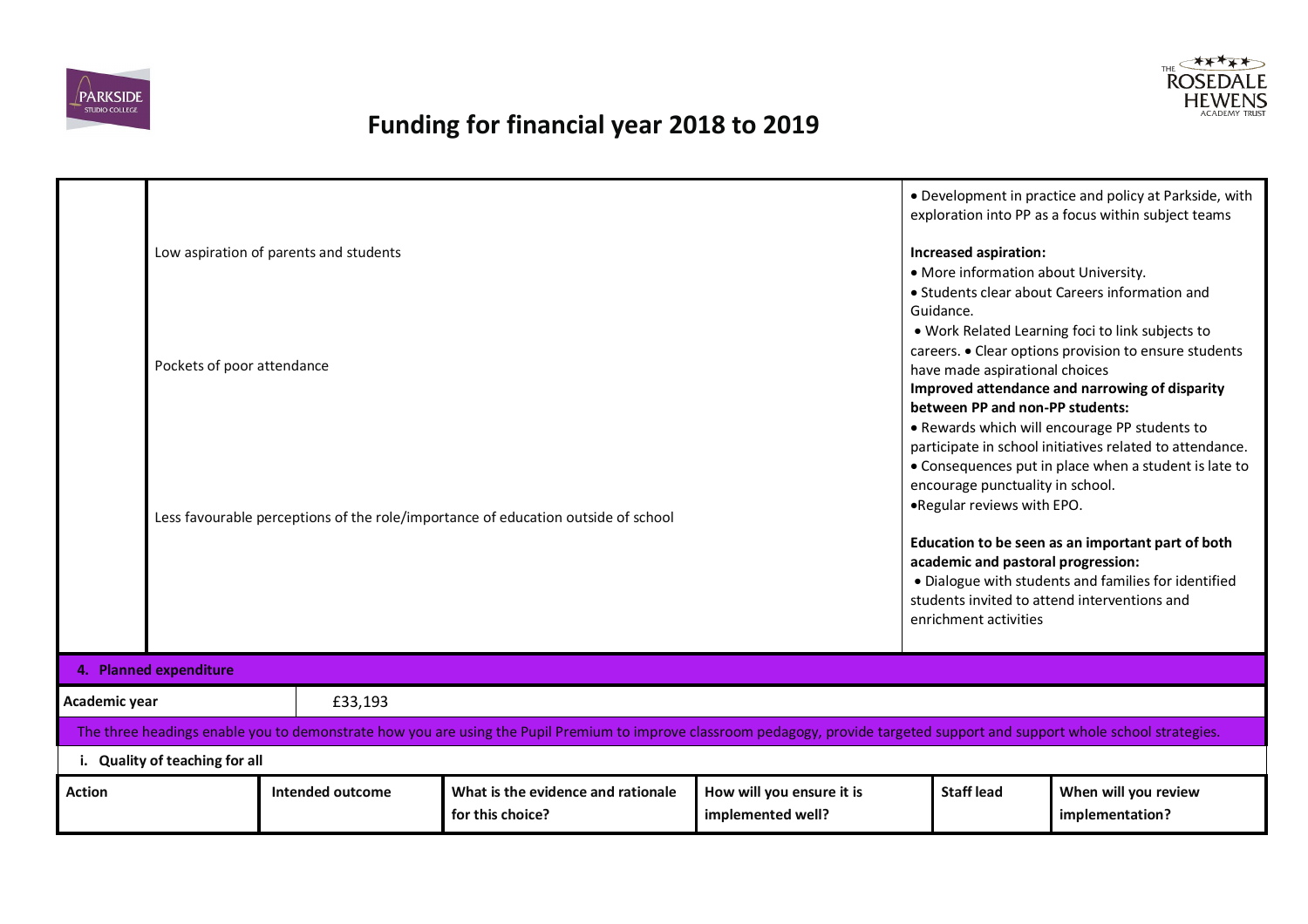# Funding for financial year 2018 to 2019

| | | |
|---|---|---|
| | Low aspiration of parents and students<br><br>Pockets of poor attendance<br><br>Less favourable perceptions of the role/importance of education outside of school | • Development in practice and policy at Parkside, with exploration into PP as a focus within subject teams<br><br>**Increased aspiration:**<br>• More information about University.<br>• Students clear about Careers information and Guidance.<br>• Work Related Learning foci to link subjects to careers. • Clear options provision to ensure students have made aspirational choices<br>**Improved attendance and narrowing of disparity between PP and non-PP students:**<br>• Rewards which will encourage PP students to participate in school initiatives related to attendance.<br>• Consequences put in place when a student is late to encourage punctuality in school.<br>• Regular reviews with EPO.<br><br>**Education to be seen as an important part of both academic and pastoral progression:**<br>• Dialogue with students and families for identified students invited to attend interventions and enrichment activities |

**4. Planned expenditure**

| Academic year | £33,193 |
|---|---|

The three headings enable you to demonstrate how you are using the Pupil Premium to improve classroom pedagogy, provide targeted support and support whole school strategies.

**i. Quality of teaching for all**

| Action | Intended outcome | What is the evidence and rationale for this choice? | How will you ensure it is implemented well? | Staff lead | When will you review implementation? |
|---|---|---|---|---|---|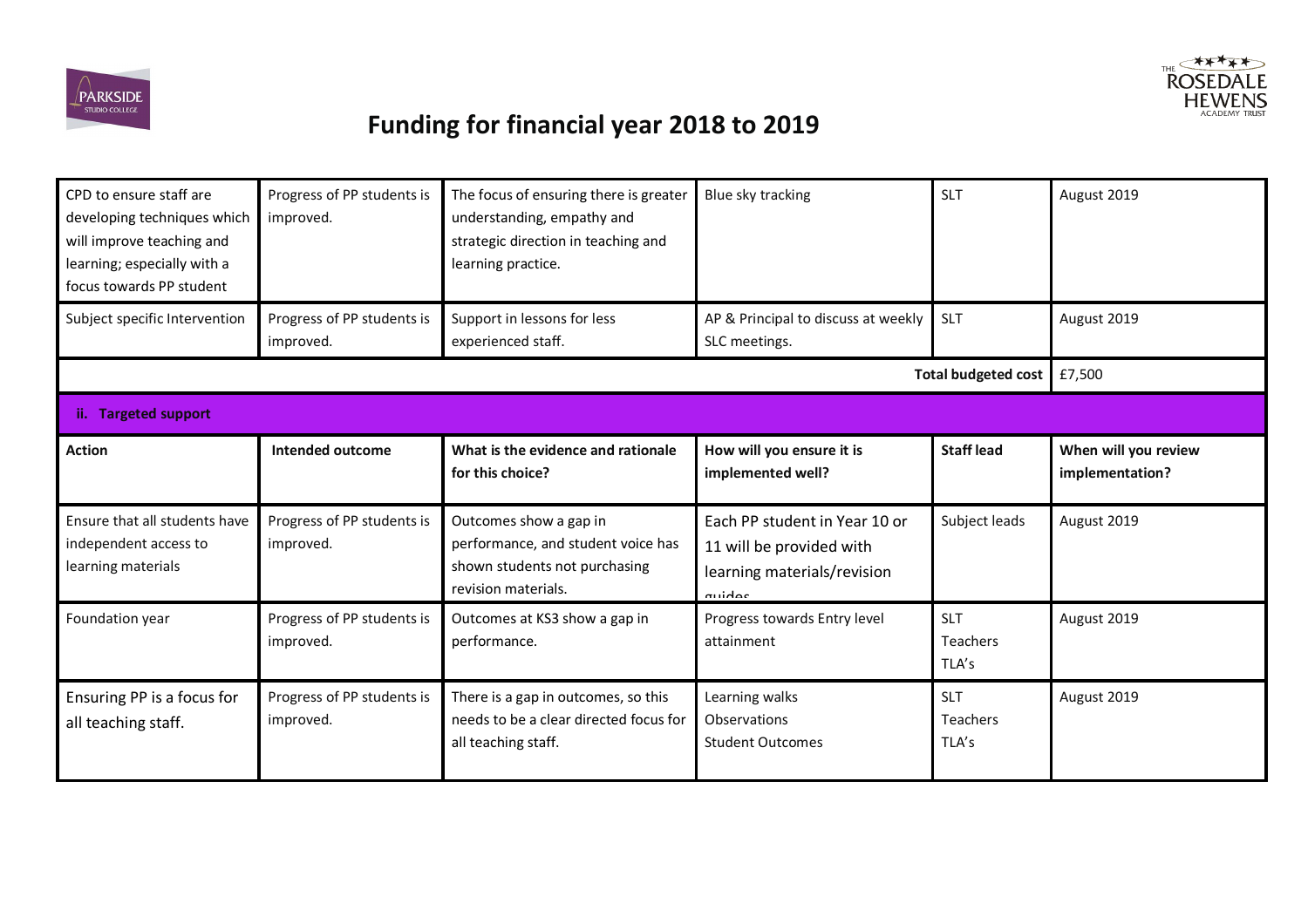# Funding for financial year 2018 to 2019

| | | | | | |
|---|---|---|---|---|---|
| CPD to ensure staff are developing techniques which will improve teaching and learning; especially with a focus towards PP student | Progress of PP students is improved. | The focus of ensuring there is greater understanding, empathy and strategic direction in teaching and learning practice. | Blue sky tracking | SLT | August 2019 |
| Subject specific Intervention | Progress of PP students is improved. | Support in lessons for less experienced staff. | AP & Principal to discuss at weekly SLC meetings. | SLT | August 2019 |
| | | | | **Total budgeted cost** | £7,500 |

**ii. Targeted support**

| Action | Intended outcome | What is the evidence and rationale for this choice? | How will you ensure it is implemented well? | Staff lead | When will you review implementation? |
|---|---|---|---|---|---|
| Ensure that all students have independent access to learning materials | Progress of PP students is improved. | Outcomes show a gap in performance, and student voice has shown students not purchasing revision materials. | Each PP student in Year 10 or 11 will be provided with learning materials/revision guides | Subject leads | August 2019 |
| Foundation year | Progress of PP students is improved. | Outcomes at KS3 show a gap in performance. | Progress towards Entry level attainment | SLT<br>Teachers<br>TLA's | August 2019 |
| Ensuring PP is a focus for all teaching staff. | Progress of PP students is improved. | There is a gap in outcomes, so this needs to be a clear directed focus for all teaching staff. | Learning walks<br>Observations<br>Student Outcomes | SLT<br>Teachers<br>TLA's | August 2019 |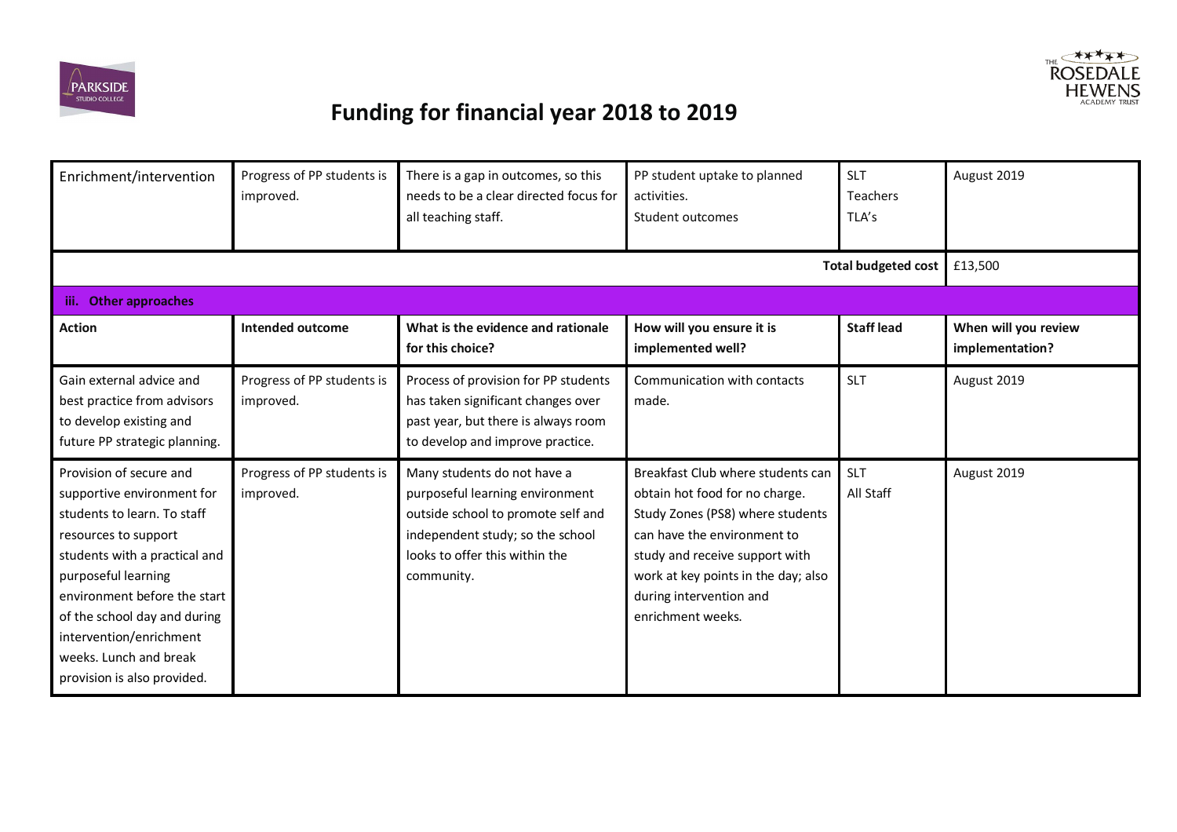# Funding for financial year 2018 to 2019

| | | | | | |
|---|---|---|---|---|---|
| Enrichment/intervention | Progress of PP students is improved. | There is a gap in outcomes, so this needs to be a clear directed focus for all teaching staff. | PP student uptake to planned activities.<br>Student outcomes | SLT<br>Teachers<br>TLA's | August 2019 |
| | | | | **Total budgeted cost** | £13,500 |

**iii. Other approaches**

| Action | Intended outcome | What is the evidence and rationale for this choice? | How will you ensure it is implemented well? | Staff lead | When will you review implementation? |
|---|---|---|---|---|---|
| Gain external advice and best practice from advisors to develop existing and future PP strategic planning. | Progress of PP students is improved. | Process of provision for PP students has taken significant changes over past year, but there is always room to develop and improve practice. | Communication with contacts made. | SLT | August 2019 |
| Provision of secure and supportive environment for students to learn. To staff resources to support students with a practical and purposeful learning environment before the start of the school day and during intervention/enrichment weeks. Lunch and break provision is also provided. | Progress of PP students is improved. | Many students do not have a purposeful learning environment outside school to promote self and independent study; so the school looks to offer this within the community. | Breakfast Club where students can obtain hot food for no charge. Study Zones (PS8) where students can have the environment to study and receive support with work at key points in the day; also during intervention and enrichment weeks. | SLT<br>All Staff | August 2019 |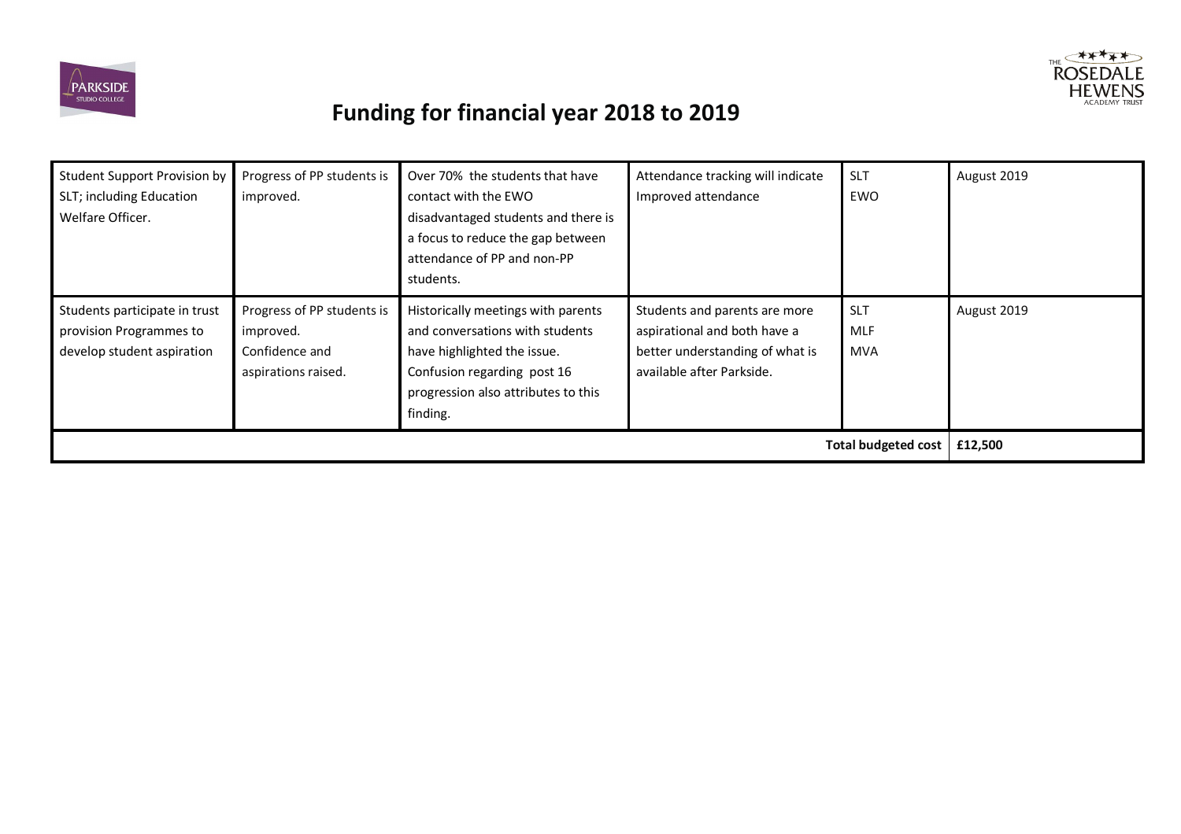# Funding for financial year 2018 to 2019

| | | | | | |
|---|---|---|---|---|---|
| Student Support Provision by SLT; including Education Welfare Officer. | Progress of PP students is improved. | Over 70% the students that have contact with the EWO disadvantaged students and there is a focus to reduce the gap between attendance of PP and non-PP students. | Attendance tracking will indicate Improved attendance | SLT<br>EWO | August 2019 |
| Students participate in trust provision Programmes to develop student aspiration | Progress of PP students is improved.<br>Confidence and aspirations raised. | Historically meetings with parents and conversations with students have highlighted the issue. Confusion regarding post 16 progression also attributes to this finding. | Students and parents are more aspirational and both have a better understanding of what is available after Parkside. | SLT<br>MLF<br>MVA | August 2019 |
| | | | | **Total budgeted cost** | **£12,500** |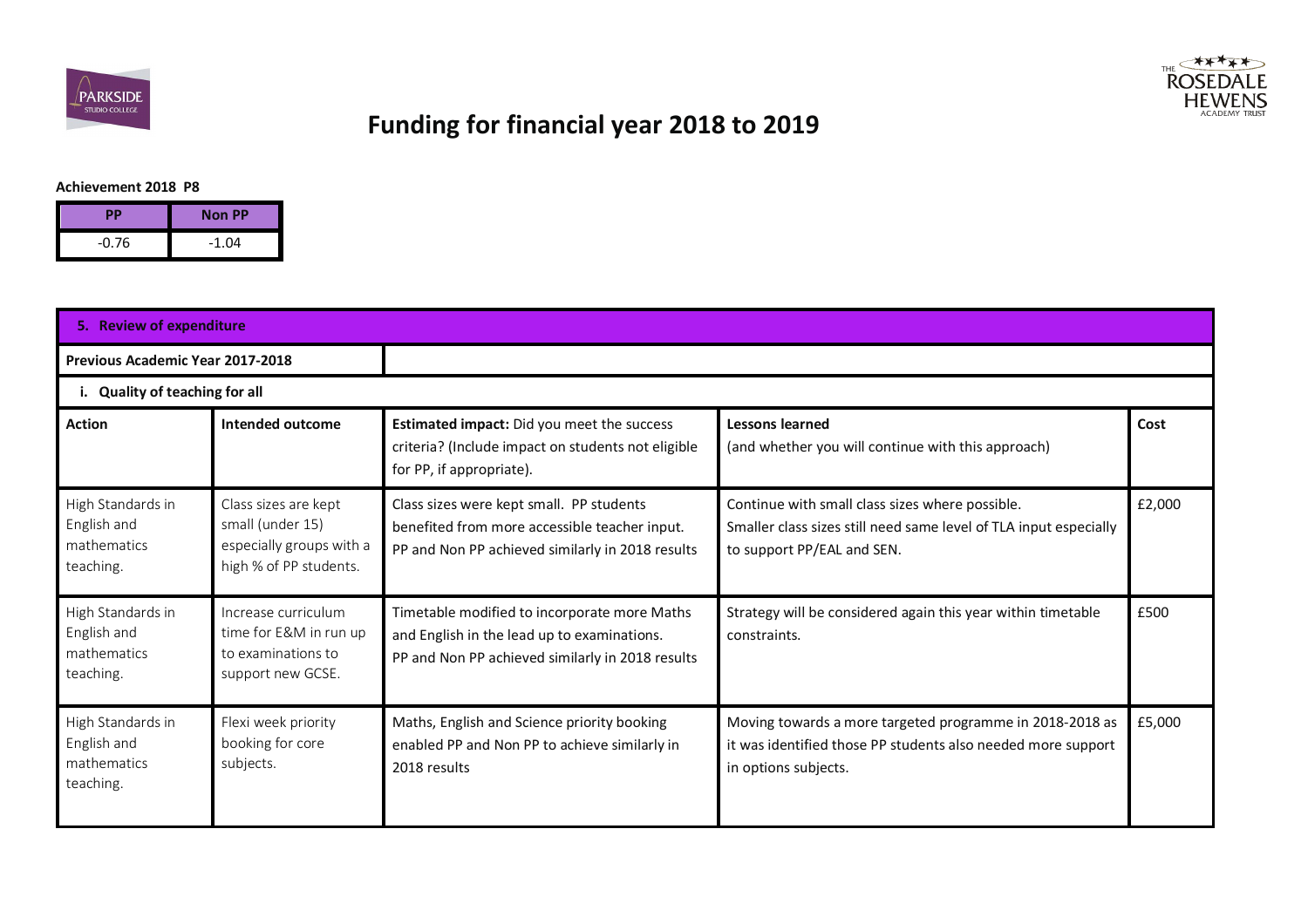# Funding for financial year 2018 to 2019

**Achievement 2018 P8**

| PP | Non PP |
|---|---|
| -0.76 | -1.04 |

| **5. Review of expenditure** | | | | |
|---|---|---|---|---|
| **Previous Academic Year 2017-2018** | | | | |
| **i. Quality of teaching for all** | | | | |
| **Action** | **Intended outcome** | **Estimated impact:** Did you meet the success criteria? (Include impact on students not eligible for PP, if appropriate). | **Lessons learned** (and whether you will continue with this approach) | **Cost** |
| High Standards in English and mathematics teaching. | Class sizes are kept small (under 15) especially groups with a high % of PP students. | Class sizes were kept small. PP students benefited from more accessible teacher input. PP and Non PP achieved similarly in 2018 results | Continue with small class sizes where possible. Smaller class sizes still need same level of TLA input especially to support PP/EAL and SEN. | £2,000 |
| High Standards in English and mathematics teaching. | Increase curriculum time for E&M in run up to examinations to support new GCSE. | Timetable modified to incorporate more Maths and English in the lead up to examinations. PP and Non PP achieved similarly in 2018 results | Strategy will be considered again this year within timetable constraints. | £500 |
| High Standards in English and mathematics teaching. | Flexi week priority booking for core subjects. | Maths, English and Science priority booking enabled PP and Non PP to achieve similarly in 2018 results | Moving towards a more targeted programme in 2018-2018 as it was identified those PP students also needed more support in options subjects. | £5,000 |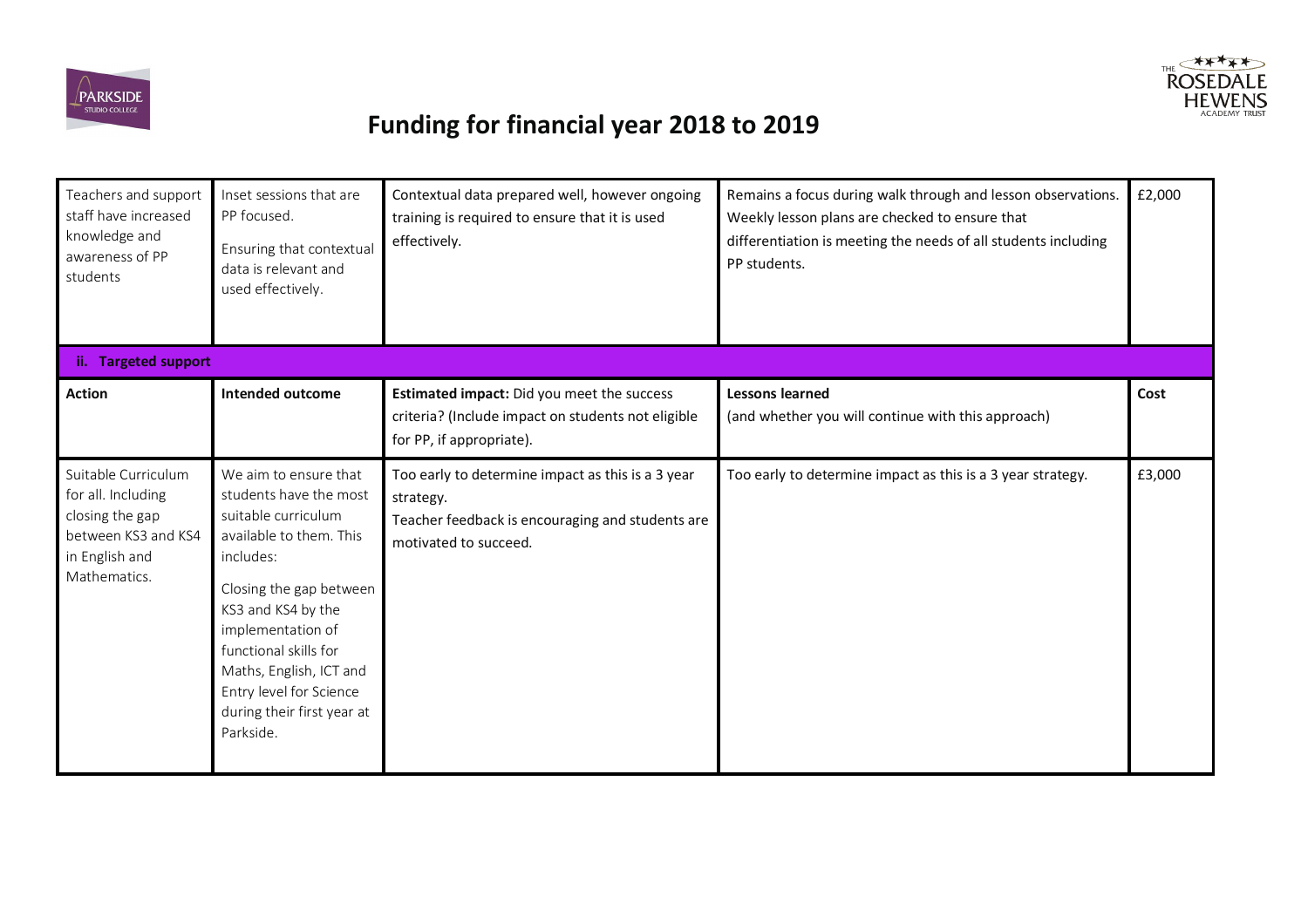# Funding for financial year 2018 to 2019

| | | | | |
|---|---|---|---|---|
| Teachers and support staff have increased knowledge and awareness of PP students | Inset sessions that are PP focused.<br><br>Ensuring that contextual data is relevant and used effectively. | Contextual data prepared well, however ongoing training is required to ensure that it is used effectively. | Remains a focus during walk through and lesson observations. Weekly lesson plans are checked to ensure that differentiation is meeting the needs of all students including PP students. | £2,000 |
| **ii. Targeted support** | | | | |
| **Action** | **Intended outcome** | **Estimated impact:** Did you meet the success criteria? (Include impact on students not eligible for PP, if appropriate). | **Lessons learned**<br>(and whether you will continue with this approach) | **Cost** |
| Suitable Curriculum for all. Including closing the gap between KS3 and KS4 in English and Mathematics. | We aim to ensure that students have the most suitable curriculum available to them. This includes:<br><br>Closing the gap between KS3 and KS4 by the implementation of functional skills for Maths, English, ICT and Entry level for Science during their first year at Parkside. | Too early to determine impact as this is a 3 year strategy.<br>Teacher feedback is encouraging and students are motivated to succeed. | Too early to determine impact as this is a 3 year strategy. | £3,000 |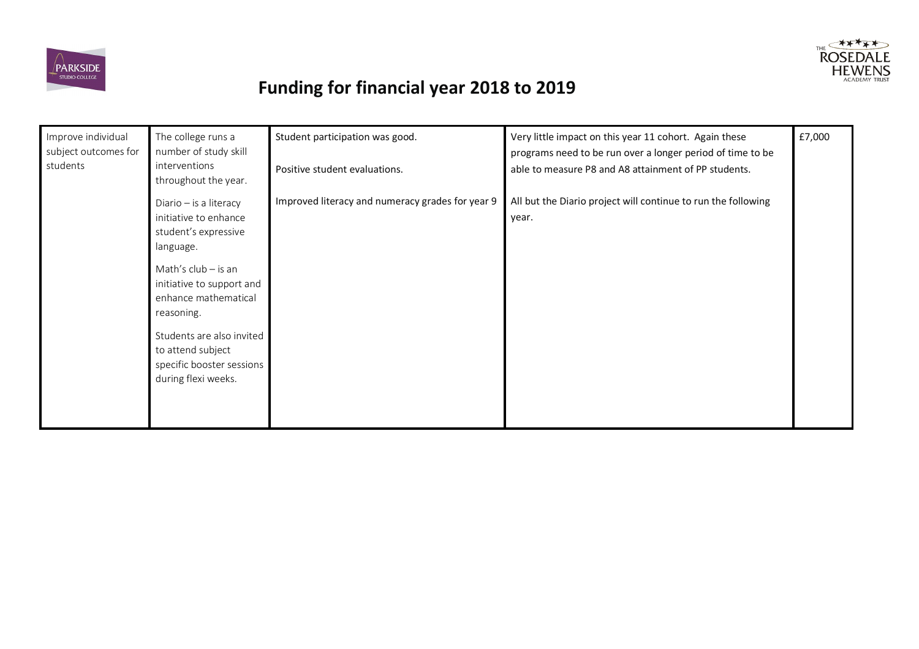# Funding for financial year 2018 to 2019

| | | | | |
|---|---|---|---|---|
| Improve individual subject outcomes for students | The college runs a number of study skill interventions throughout the year.<br><br>Diario – is a literacy initiative to enhance student's expressive language.<br><br>Math's club – is an initiative to support and enhance mathematical reasoning.<br><br>Students are also invited to attend subject specific booster sessions during flexi weeks. | Student participation was good.<br><br>Positive student evaluations.<br><br>Improved literacy and numeracy grades for year 9 | Very little impact on this year 11 cohort. Again these programs need to be run over a longer period of time to be able to measure P8 and A8 attainment of PP students.<br><br>All but the Diario project will continue to run the following year. | £7,000 |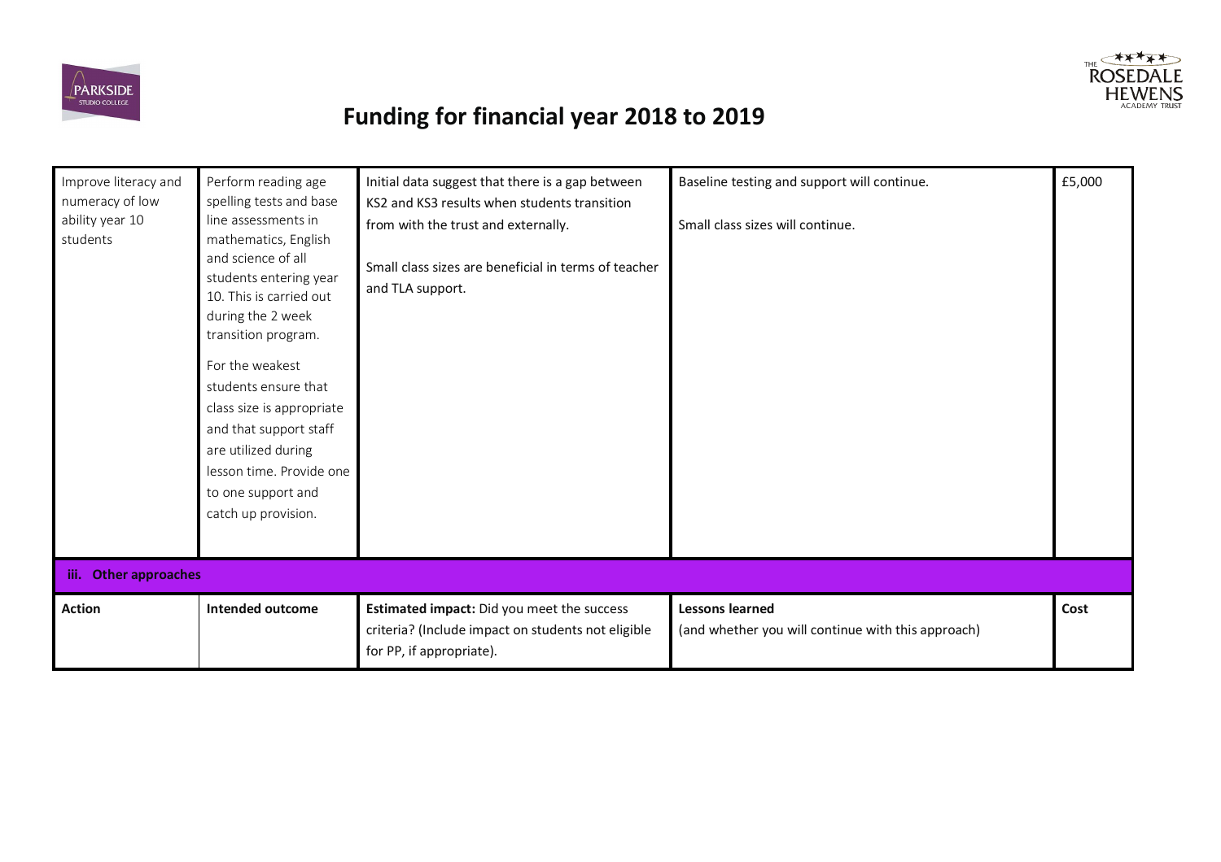# Funding for financial year 2018 to 2019

| | | | | |
|---|---|---|---|---|
| Improve literacy and numeracy of low ability year 10 students | Perform reading age spelling tests and base line assessments in mathematics, English and science of all students entering year 10. This is carried out during the 2 week transition program.<br><br>For the weakest students ensure that class size is appropriate and that support staff are utilized during lesson time. Provide one to one support and catch up provision. | Initial data suggest that there is a gap between KS2 and KS3 results when students transition from with the trust and externally.<br><br>Small class sizes are beneficial in terms of teacher and TLA support. | Baseline testing and support will continue.<br><br>Small class sizes will continue. | £5,000 |
| **iii. Other approaches** | | | | |
| **Action** | **Intended outcome** | **Estimated impact:** Did you meet the success criteria? (Include impact on students not eligible for PP, if appropriate). | **Lessons learned** (and whether you will continue with this approach) | **Cost** |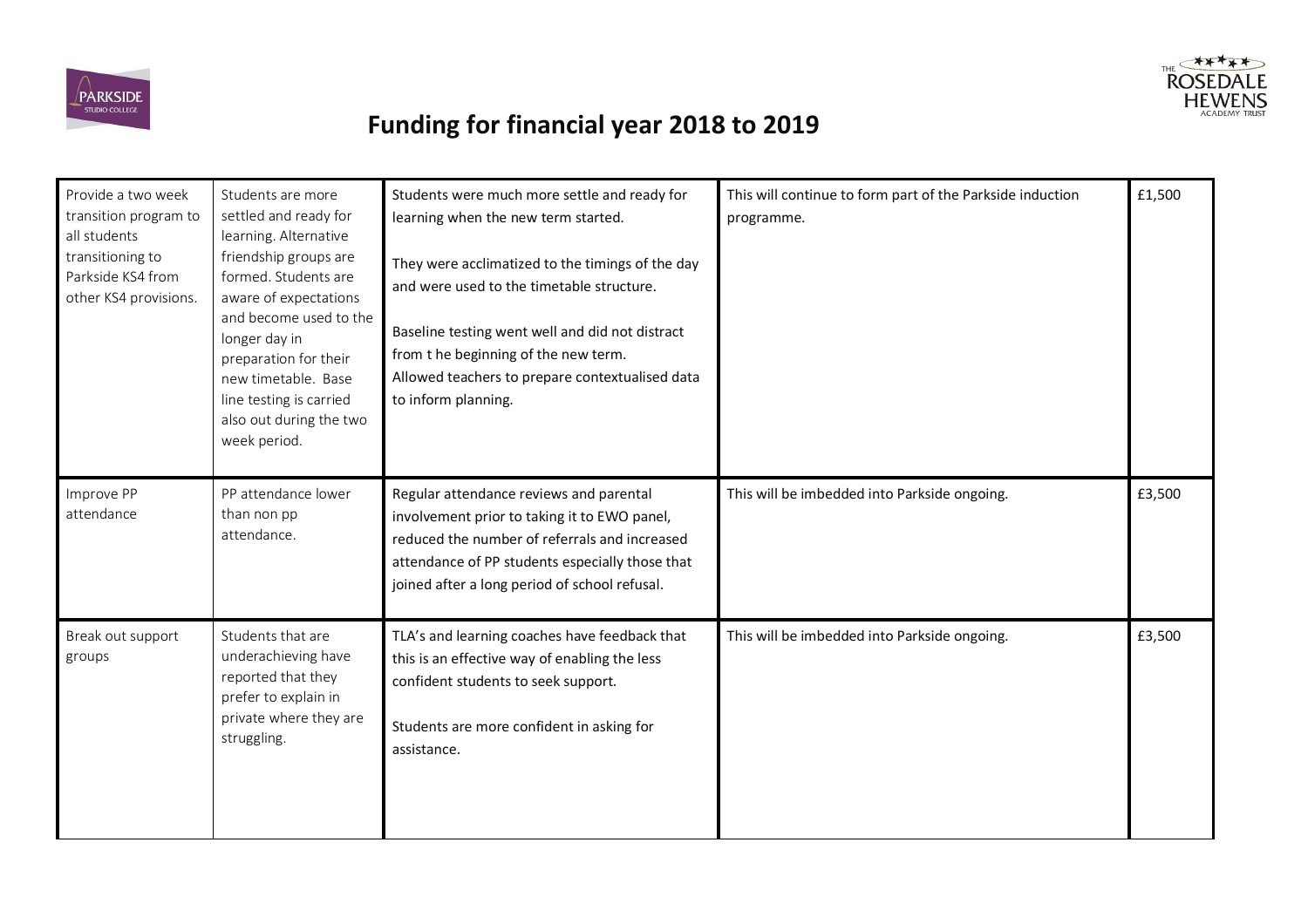# Funding for financial year 2018 to 2019

| | | | | |
|---|---|---|---|---|
| Provide a two week transition program to all students transitioning to Parkside KS4 from other KS4 provisions. | Students are more settled and ready for learning. Alternative friendship groups are formed. Students are aware of expectations and become used to the longer day in preparation for their new timetable. Base line testing is carried also out during the two week period. | Students were much more settle and ready for learning when the new term started.<br><br>They were acclimatized to the timings of the day and were used to the timetable structure.<br><br>Baseline testing went well and did not distract from t he beginning of the new term. Allowed teachers to prepare contextualised data to inform planning. | This will continue to form part of the Parkside induction programme. | £1,500 |
| Improve PP attendance | PP attendance lower than non pp attendance. | Regular attendance reviews and parental involvement prior to taking it to EWO panel, reduced the number of referrals and increased attendance of PP students especially those that joined after a long period of school refusal. | This will be imbedded into Parkside ongoing. | £3,500 |
| Break out support groups | Students that are underachieving have reported that they prefer to explain in private where they are struggling. | TLA's and learning coaches have feedback that this is an effective way of enabling the less confident students to seek support.<br><br>Students are more confident in asking for assistance. | This will be imbedded into Parkside ongoing. | £3,500 |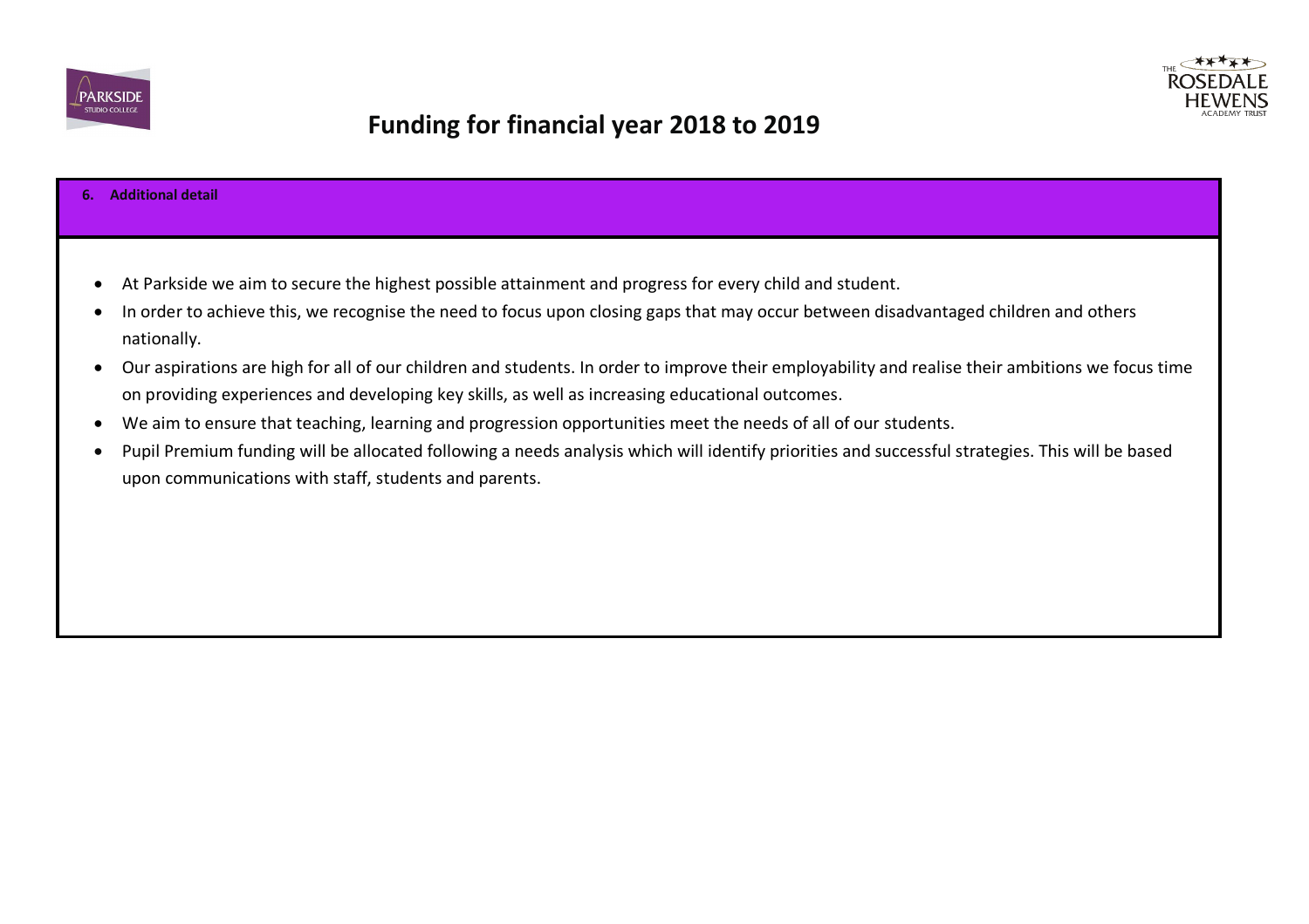# Funding for financial year 2018 to 2019

**6. Additional detail**

- At Parkside we aim to secure the highest possible attainment and progress for every child and student.
- In order to achieve this, we recognise the need to focus upon closing gaps that may occur between disadvantaged children and others nationally.
- Our aspirations are high for all of our children and students. In order to improve their employability and realise their ambitions we focus time on providing experiences and developing key skills, as well as increasing educational outcomes.
- We aim to ensure that teaching, learning and progression opportunities meet the needs of all of our students.
- Pupil Premium funding will be allocated following a needs analysis which will identify priorities and successful strategies. This will be based upon communications with staff, students and parents.